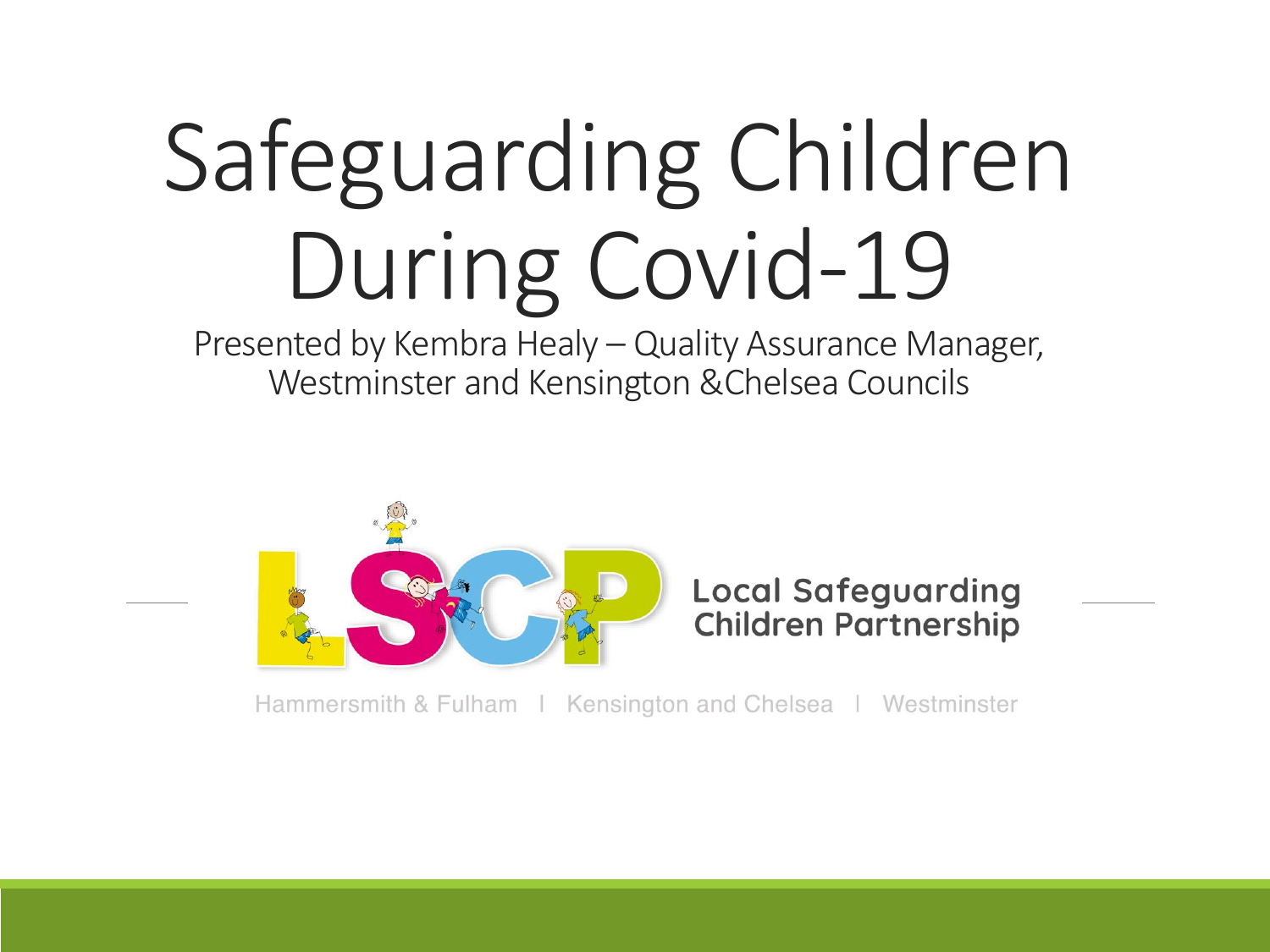# Safeguarding Children During Covid-19

Presented by Kembra Healy – Quality Assurance Manager, Westminster and Kensington &Chelsea Councils

LSCP Local Safeguarding Children Partnership

Hammersmith & Fulham | Kensington and Chelsea | Westminster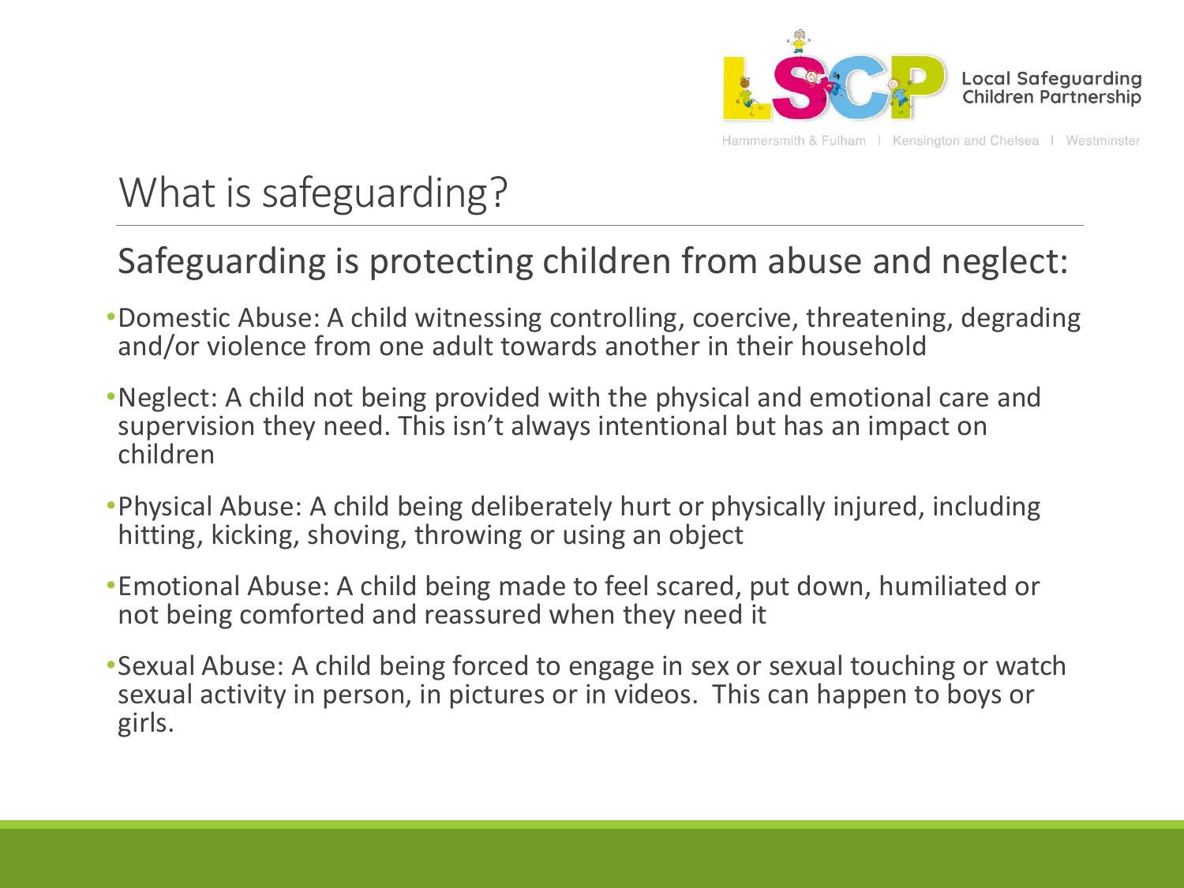# What is safeguarding?

## Safeguarding is protecting children from abuse and neglect:

- Domestic Abuse: A child witnessing controlling, coercive, threatening, degrading and/or violence from one adult towards another in their household
- Neglect: A child not being provided with the physical and emotional care and supervision they need. This isn't always intentional but has an impact on children
- Physical Abuse: A child being deliberately hurt or physically injured, including hitting, kicking, shoving, throwing or using an object
- Emotional Abuse: A child being made to feel scared, put down, humiliated or not being comforted and reassured when they need it
- Sexual Abuse: A child being forced to engage in sex or sexual touching or watch sexual activity in person, in pictures or in videos. This can happen to boys or girls.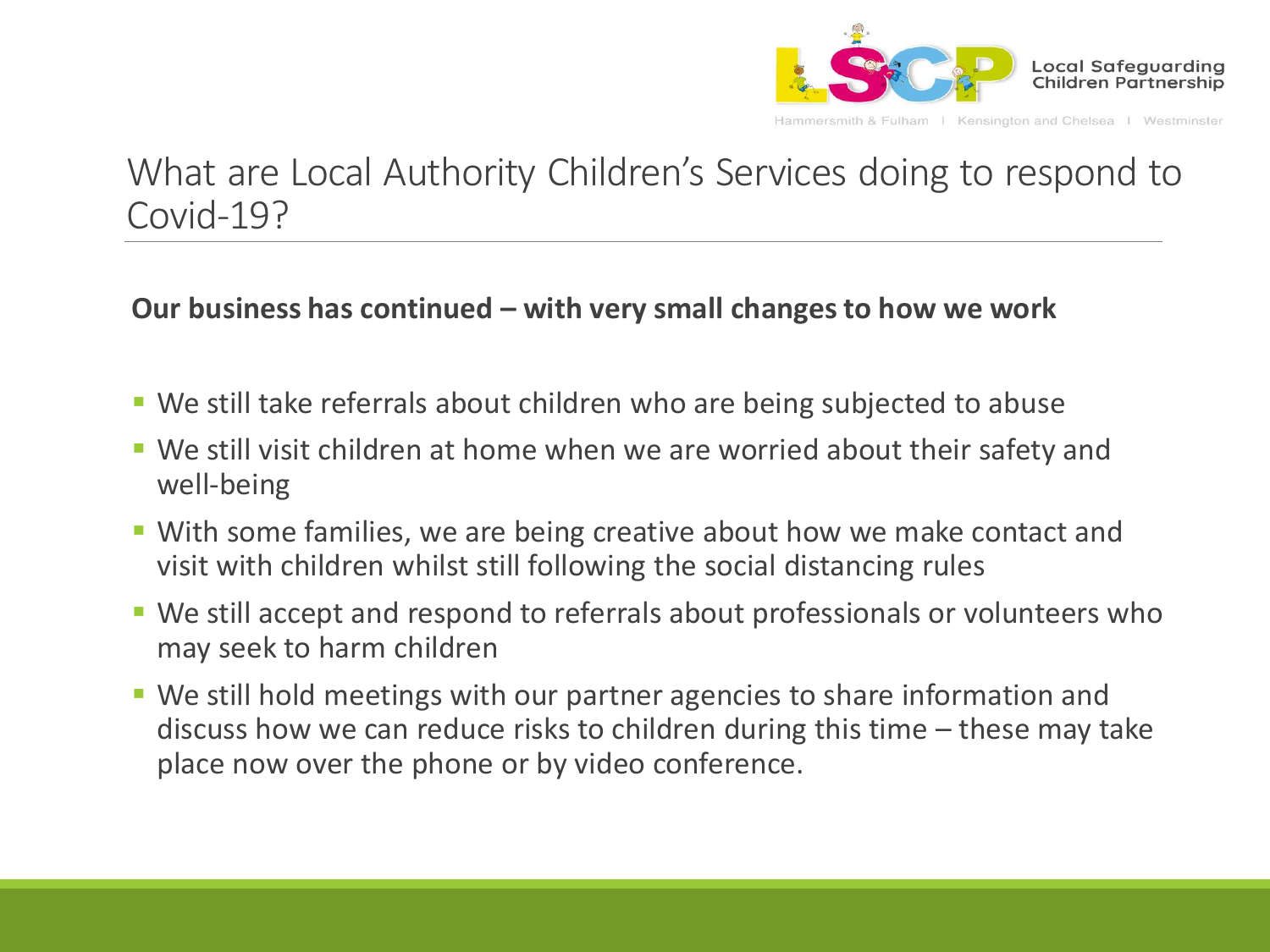# What are Local Authority Children's Services doing to respond to Covid-19?

**Our business has continued – with very small changes to how we work**

- We still take referrals about children who are being subjected to abuse
- We still visit children at home when we are worried about their safety and well-being
- With some families, we are being creative about how we make contact and visit with children whilst still following the social distancing rules
- We still accept and respond to referrals about professionals or volunteers who may seek to harm children
- We still hold meetings with our partner agencies to share information and discuss how we can reduce risks to children during this time – these may take place now over the phone or by video conference.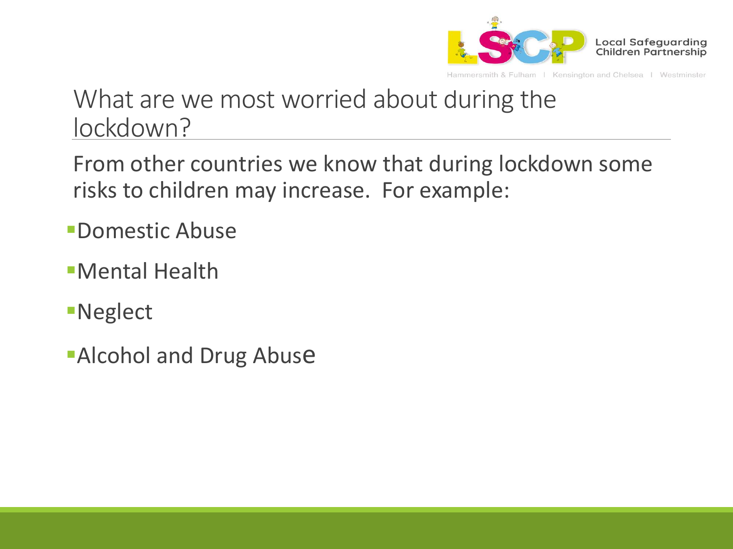# What are we most worried about during the lockdown?

From other countries we know that during lockdown some risks to children may increase. For example:

- Domestic Abuse
- Mental Health
- Neglect
- Alcohol and Drug Abuse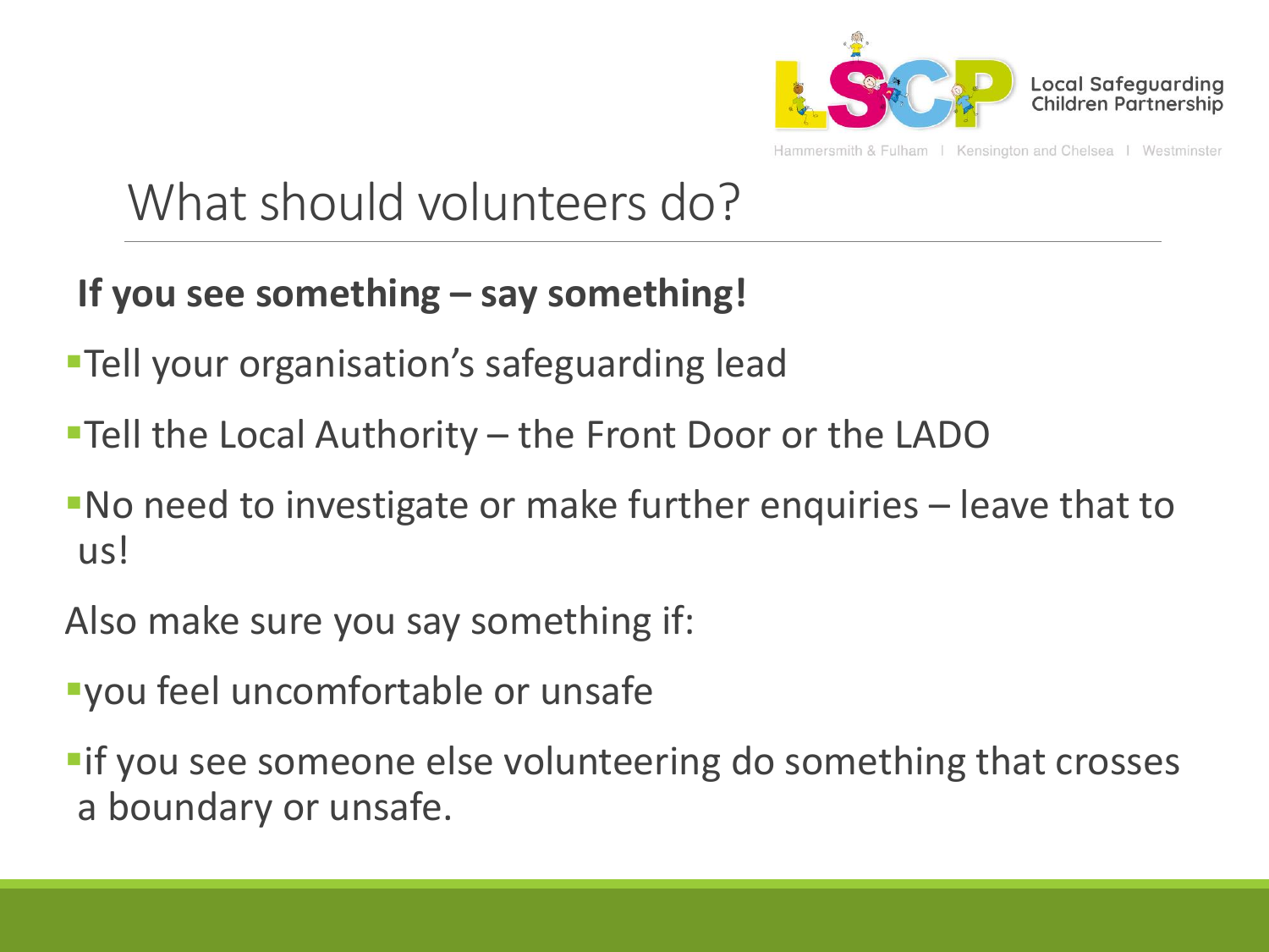# What should volunteers do?

**If you see something – say something!**

- Tell your organisation's safeguarding lead
- Tell the Local Authority – the Front Door or the LADO
- No need to investigate or make further enquiries – leave that to us!

Also make sure you say something if:

- you feel uncomfortable or unsafe
- if you see someone else volunteering do something that crosses a boundary or unsafe.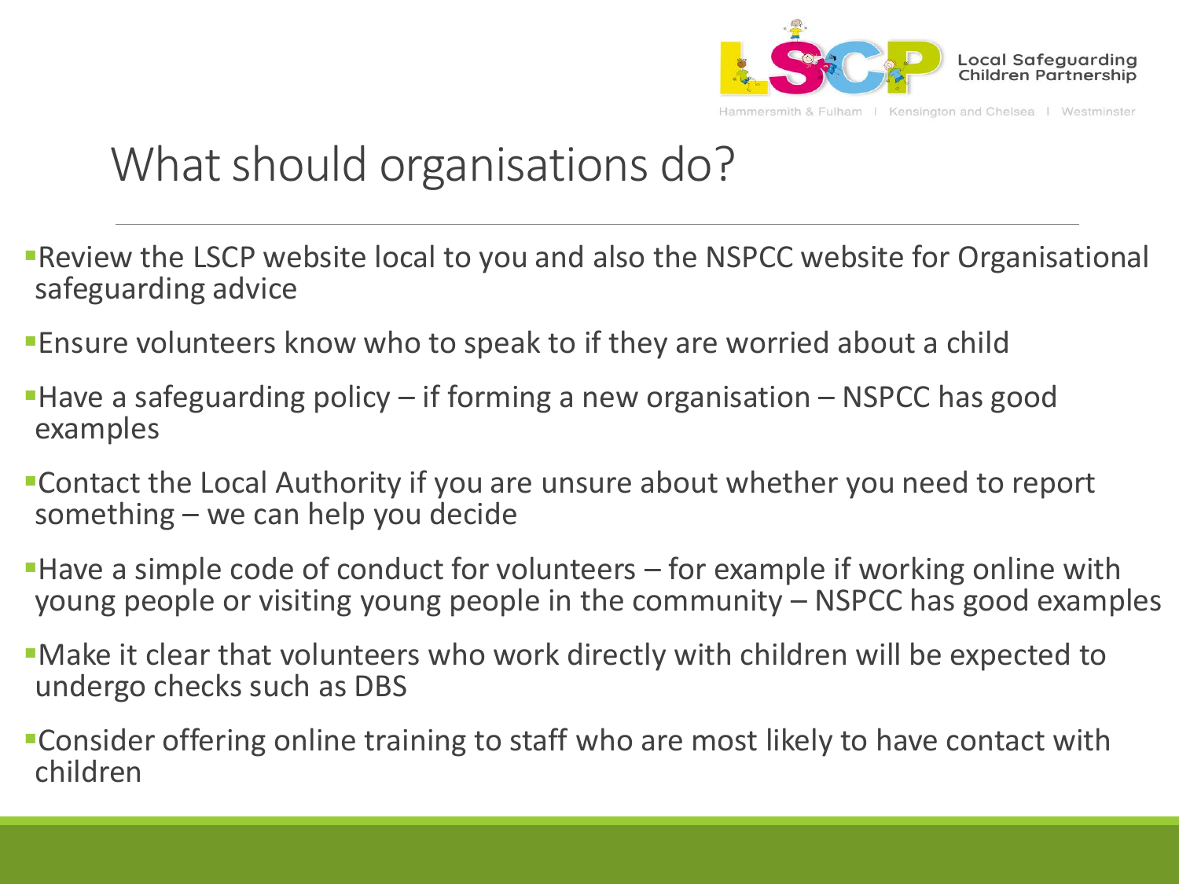# What should organisations do?

- Review the LSCP website local to you and also the NSPCC website for Organisational safeguarding advice
- Ensure volunteers know who to speak to if they are worried about a child
- Have a safeguarding policy – if forming a new organisation – NSPCC has good examples
- Contact the Local Authority if you are unsure about whether you need to report something – we can help you decide
- Have a simple code of conduct for volunteers – for example if working online with young people or visiting young people in the community – NSPCC has good examples
- Make it clear that volunteers who work directly with children will be expected to undergo checks such as DBS
- Consider offering online training to staff who are most likely to have contact with children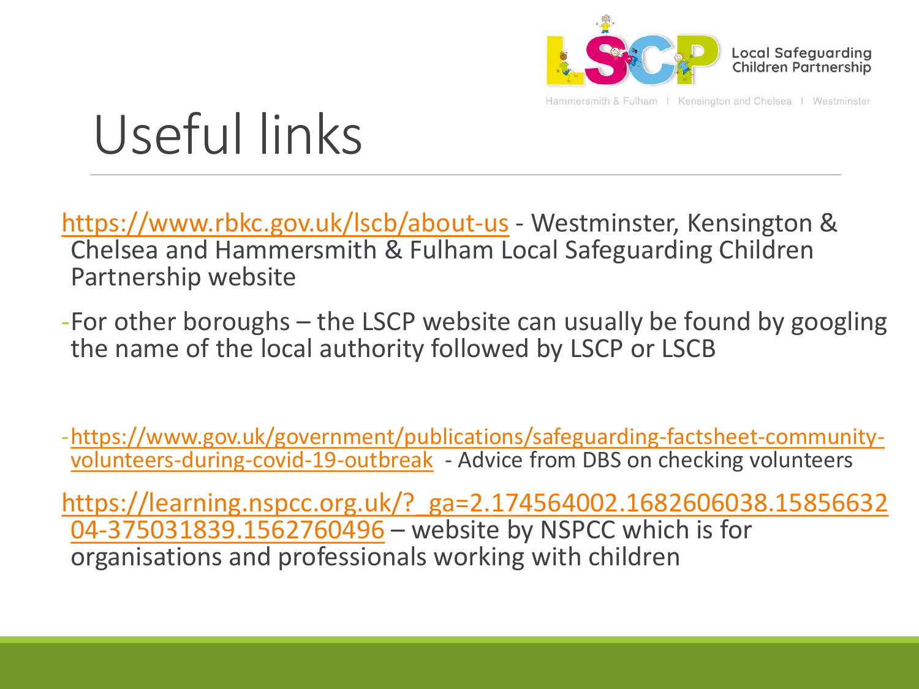# Useful links

https://www.rbkc.gov.uk/lscb/about-us - Westminster, Kensington & Chelsea and Hammersmith & Fulham Local Safeguarding Children Partnership website

- For other boroughs – the LSCP website can usually be found by googling the name of the local authority followed by LSCP or LSCB

- https://www.gov.uk/government/publications/safeguarding-factsheet-community-volunteers-during-covid-19-outbreak - Advice from DBS on checking volunteers

https://learning.nspcc.org.uk/?_ga=2.174564002.1682606038.1585663204-375031839.1562760496 – website by NSPCC which is for organisations and professionals working with children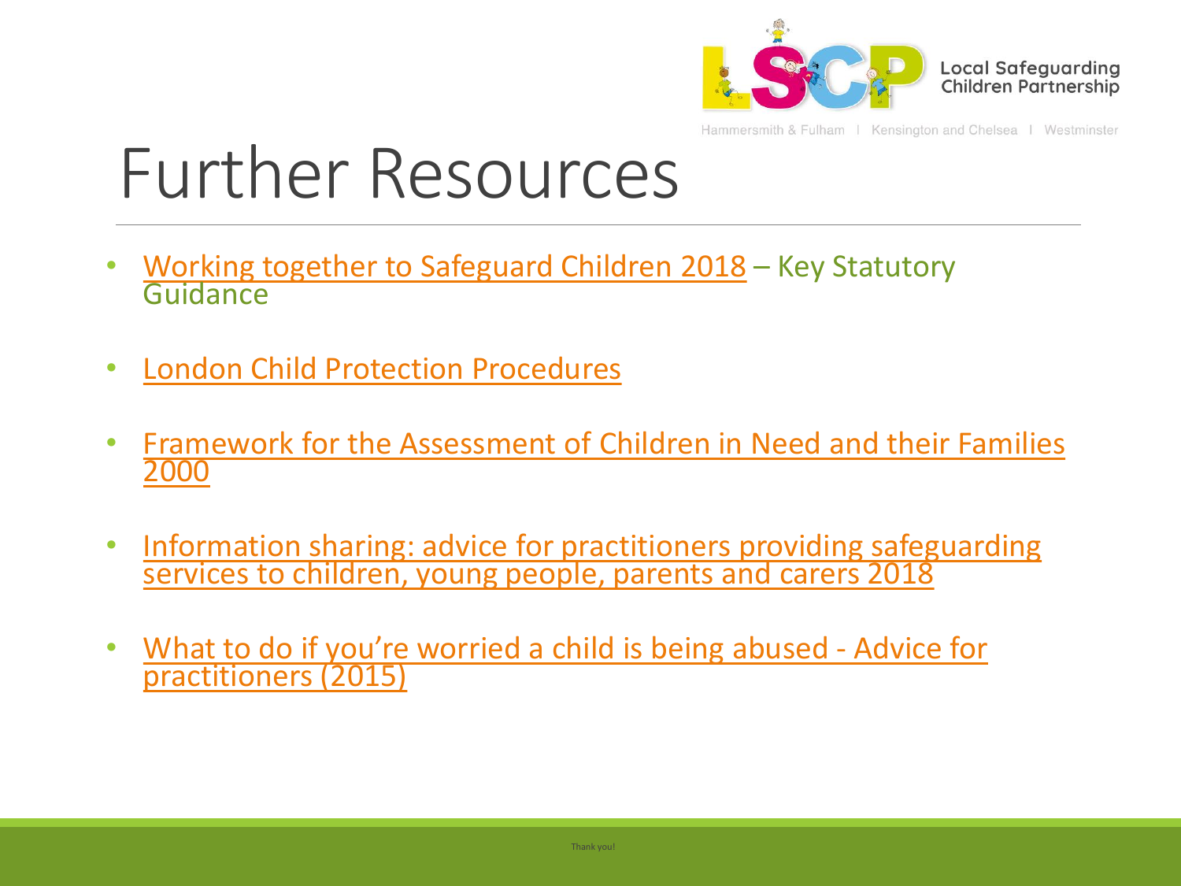# Further Resources

- Working together to Safeguard Children 2018 – Key Statutory Guidance
- London Child Protection Procedures
- Framework for the Assessment of Children in Need and their Families 2000
- Information sharing: advice for practitioners providing safeguarding services to children, young people, parents and carers 2018
- What to do if you're worried a child is being abused - Advice for practitioners (2015)

Thank you!